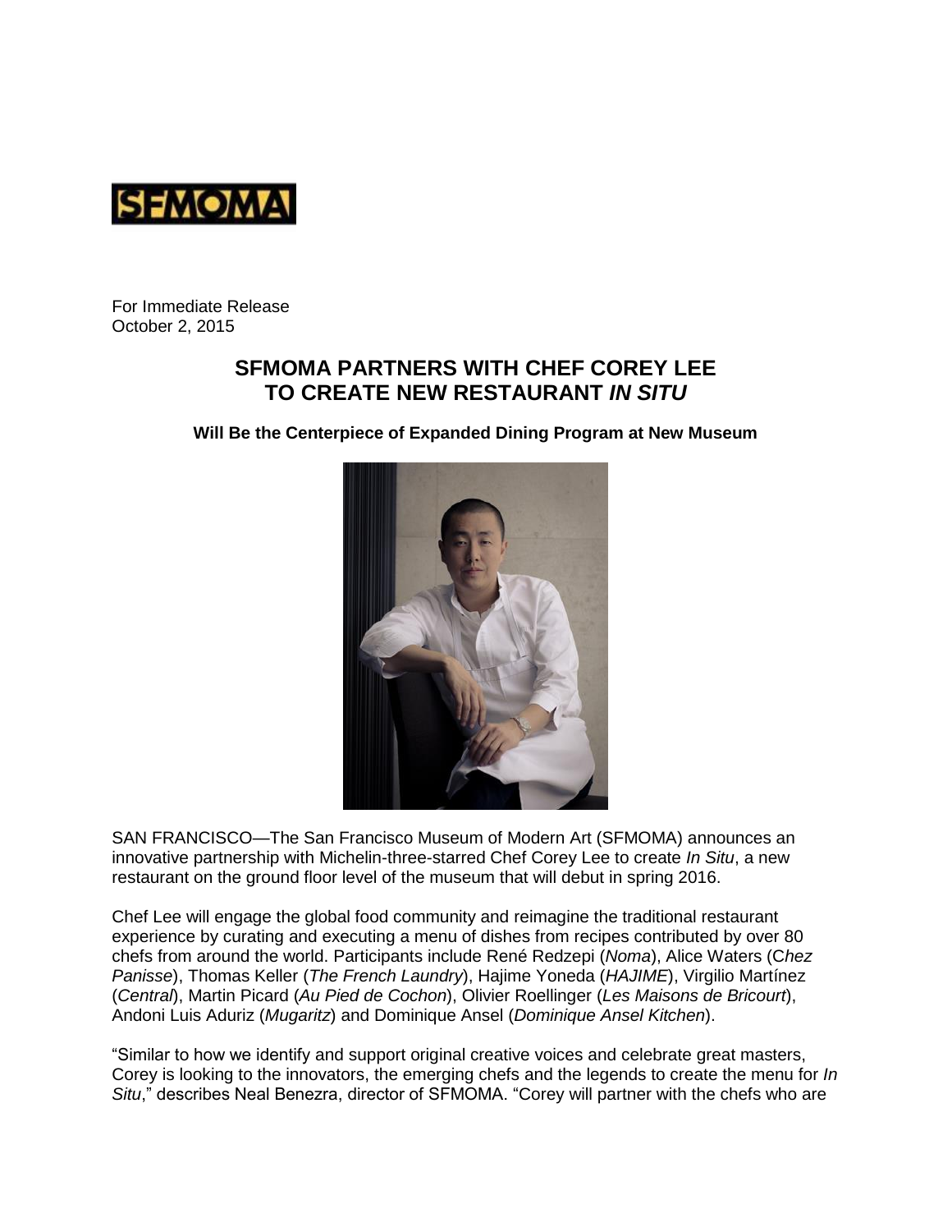SFMOMA

For Immediate Release
October 2, 2015

# SFMOMA PARTNERS WITH CHEF COREY LEE TO CREATE NEW RESTAURANT *IN SITU*

**Will Be the Centerpiece of Expanded Dining Program at New Museum**

SAN FRANCISCO—The San Francisco Museum of Modern Art (SFMOMA) announces an innovative partnership with Michelin-three-starred Chef Corey Lee to create *In Situ*, a new restaurant on the ground floor level of the museum that will debut in spring 2016.

Chef Lee will engage the global food community and reimagine the traditional restaurant experience by curating and executing a menu of dishes from recipes contributed by over 80 chefs from around the world. Participants include René Redzepi (*Noma*), Alice Waters (C*hez Panisse*), Thomas Keller (*The French Laundry*), Hajime Yoneda (*HAJIME*), Virgilio Martínez (*Central*), Martin Picard (*Au Pied de Cochon*), Olivier Roellinger (*Les Maisons de Bricourt*), Andoni Luis Aduriz (*Mugaritz*) and Dominique Ansel (*Dominique Ansel Kitchen*).

"Similar to how we identify and support original creative voices and celebrate great masters, Corey is looking to the innovators, the emerging chefs and the legends to create the menu for *In Situ*," describes Neal Benezra, director of SFMOMA. "Corey will partner with the chefs who are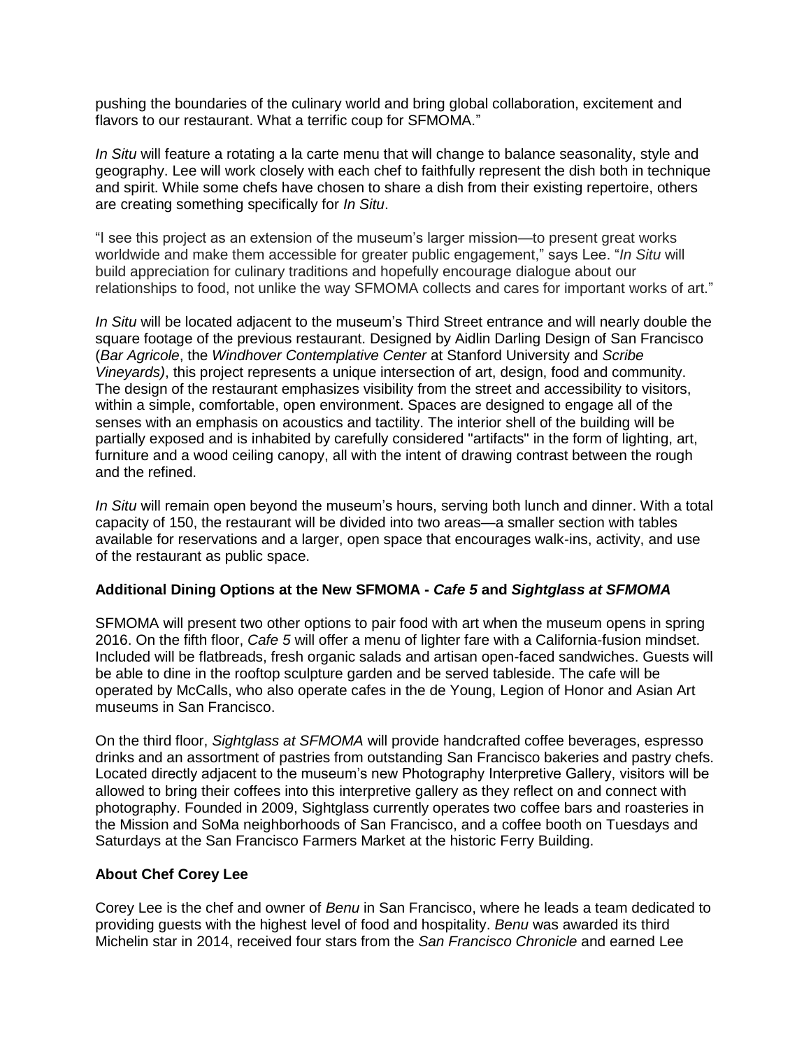pushing the boundaries of the culinary world and bring global collaboration, excitement and flavors to our restaurant. What a terrific coup for SFMOMA."

*In Situ* will feature a rotating a la carte menu that will change to balance seasonality, style and geography. Lee will work closely with each chef to faithfully represent the dish both in technique and spirit. While some chefs have chosen to share a dish from their existing repertoire, others are creating something specifically for *In Situ*.

"I see this project as an extension of the museum's larger mission—to present great works worldwide and make them accessible for greater public engagement," says Lee. "*In Situ* will build appreciation for culinary traditions and hopefully encourage dialogue about our relationships to food, not unlike the way SFMOMA collects and cares for important works of art."

*In Situ* will be located adjacent to the museum's Third Street entrance and will nearly double the square footage of the previous restaurant. Designed by Aidlin Darling Design of San Francisco (*Bar Agricole*, the *Windhover Contemplative Center* at Stanford University and *Scribe Vineyards)*, this project represents a unique intersection of art, design, food and community. The design of the restaurant emphasizes visibility from the street and accessibility to visitors, within a simple, comfortable, open environment. Spaces are designed to engage all of the senses with an emphasis on acoustics and tactility. The interior shell of the building will be partially exposed and is inhabited by carefully considered "artifacts" in the form of lighting, art, furniture and a wood ceiling canopy, all with the intent of drawing contrast between the rough and the refined.

*In Situ* will remain open beyond the museum's hours, serving both lunch and dinner. With a total capacity of 150, the restaurant will be divided into two areas—a smaller section with tables available for reservations and a larger, open space that encourages walk-ins, activity, and use of the restaurant as public space.

**Additional Dining Options at the New SFMOMA - *Cafe 5* and *Sightglass at SFMOMA***

SFMOMA will present two other options to pair food with art when the museum opens in spring 2016. On the fifth floor, *Cafe 5* will offer a menu of lighter fare with a California-fusion mindset. Included will be flatbreads, fresh organic salads and artisan open-faced sandwiches. Guests will be able to dine in the rooftop sculpture garden and be served tableside. The cafe will be operated by McCalls, who also operate cafes in the de Young, Legion of Honor and Asian Art museums in San Francisco.

On the third floor, *Sightglass at SFMOMA* will provide handcrafted coffee beverages, espresso drinks and an assortment of pastries from outstanding San Francisco bakeries and pastry chefs. Located directly adjacent to the museum's new Photography Interpretive Gallery, visitors will be allowed to bring their coffees into this interpretive gallery as they reflect on and connect with photography. Founded in 2009, Sightglass currently operates two coffee bars and roasteries in the Mission and SoMa neighborhoods of San Francisco, and a coffee booth on Tuesdays and Saturdays at the San Francisco Farmers Market at the historic Ferry Building.

**About Chef Corey Lee**

Corey Lee is the chef and owner of *Benu* in San Francisco, where he leads a team dedicated to providing guests with the highest level of food and hospitality. *Benu* was awarded its third Michelin star in 2014, received four stars from the *San Francisco Chronicle* and earned Lee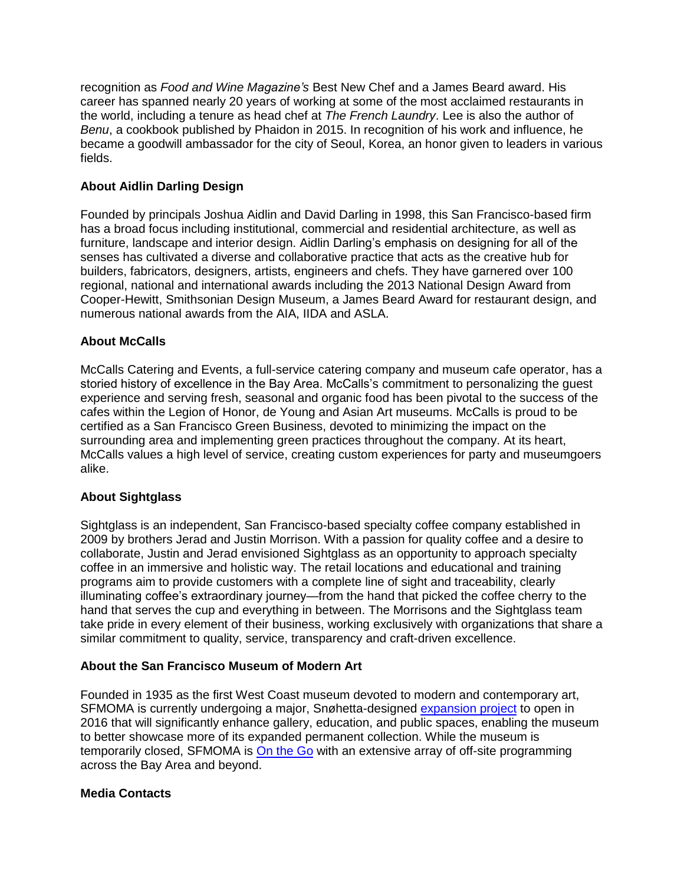recognition as *Food and Wine Magazine's* Best New Chef and a James Beard award. His career has spanned nearly 20 years of working at some of the most acclaimed restaurants in the world, including a tenure as head chef at *The French Laundry*. Lee is also the author of *Benu*, a cookbook published by Phaidon in 2015. In recognition of his work and influence, he became a goodwill ambassador for the city of Seoul, Korea, an honor given to leaders in various fields.

**About Aidlin Darling Design**

Founded by principals Joshua Aidlin and David Darling in 1998, this San Francisco-based firm has a broad focus including institutional, commercial and residential architecture, as well as furniture, landscape and interior design. Aidlin Darling's emphasis on designing for all of the senses has cultivated a diverse and collaborative practice that acts as the creative hub for builders, fabricators, designers, artists, engineers and chefs. They have garnered over 100 regional, national and international awards including the 2013 National Design Award from Cooper-Hewitt, Smithsonian Design Museum, a James Beard Award for restaurant design, and numerous national awards from the AIA, IIDA and ASLA.

**About McCalls**

McCalls Catering and Events, a full-service catering company and museum cafe operator, has a storied history of excellence in the Bay Area. McCalls's commitment to personalizing the guest experience and serving fresh, seasonal and organic food has been pivotal to the success of the cafes within the Legion of Honor, de Young and Asian Art museums. McCalls is proud to be certified as a San Francisco Green Business, devoted to minimizing the impact on the surrounding area and implementing green practices throughout the company. At its heart, McCalls values a high level of service, creating custom experiences for party and museumgoers alike.

**About Sightglass**

Sightglass is an independent, San Francisco-based specialty coffee company established in 2009 by brothers Jerad and Justin Morrison. With a passion for quality coffee and a desire to collaborate, Justin and Jerad envisioned Sightglass as an opportunity to approach specialty coffee in an immersive and holistic way. The retail locations and educational and training programs aim to provide customers with a complete line of sight and traceability, clearly illuminating coffee's extraordinary journey—from the hand that picked the coffee cherry to the hand that serves the cup and everything in between. The Morrisons and the Sightglass team take pride in every element of their business, working exclusively with organizations that share a similar commitment to quality, service, transparency and craft-driven excellence.

**About the San Francisco Museum of Modern Art**

Founded in 1935 as the first West Coast museum devoted to modern and contemporary art, SFMOMA is currently undergoing a major, Snøhetta-designed expansion project to open in 2016 that will significantly enhance gallery, education, and public spaces, enabling the museum to better showcase more of its expanded permanent collection. While the museum is temporarily closed, SFMOMA is On the Go with an extensive array of off-site programming across the Bay Area and beyond.

**Media Contacts**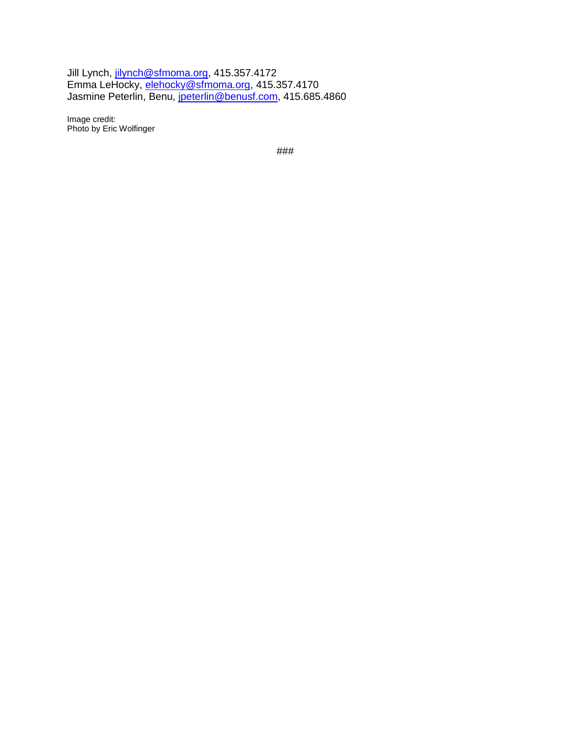Jill Lynch, jilynch@sfmoma.org, 415.357.4172
Emma LeHocky, elehocky@sfmoma.org, 415.357.4170
Jasmine Peterlin, Benu, jpeterlin@benusf.com, 415.685.4860

Image credit:
Photo by Eric Wolfinger

###